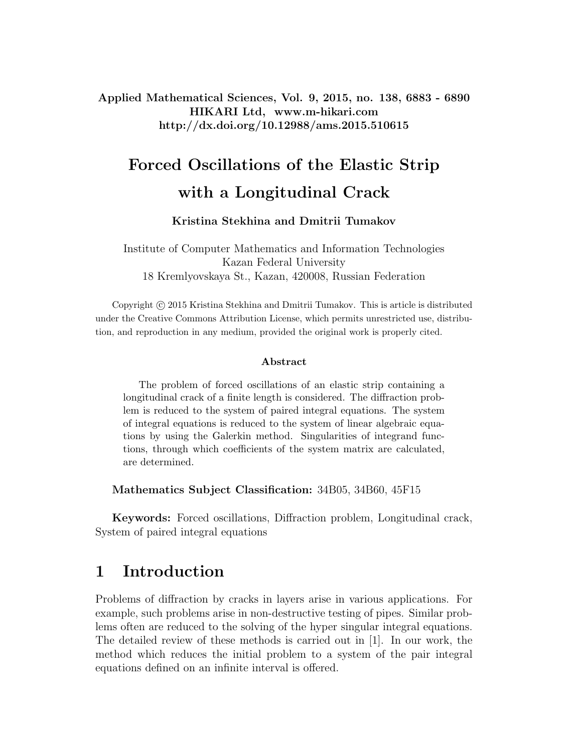Applied Mathematical Sciences, Vol. 9, 2015, no. 138, 6883 - 6890
HIKARI Ltd, www.m-hikari.com
http://dx.doi.org/10.12988/ams.2015.510615

# Forced Oscillations of the Elastic Strip with a Longitudinal Crack

**Kristina Stekhina and Dmitrii Tumakov**

Institute of Computer Mathematics and Information Technologies
Kazan Federal University
18 Kremlyovskaya St., Kazan, 420008, Russian Federation

Copyright © 2015 Kristina Stekhina and Dmitrii Tumakov. This is article is distributed under the Creative Commons Attribution License, which permits unrestricted use, distribution, and reproduction in any medium, provided the original work is properly cited.

### Abstract

The problem of forced oscillations of an elastic strip containing a longitudinal crack of a finite length is considered. The diffraction problem is reduced to the system of paired integral equations. The system of integral equations is reduced to the system of linear algebraic equations by using the Galerkin method. Singularities of integrand functions, through which coefficients of the system matrix are calculated, are determined.

**Mathematics Subject Classification:** 34B05, 34B60, 45F15

**Keywords:** Forced oscillations, Diffraction problem, Longitudinal crack, System of paired integral equations

## 1 Introduction

Problems of diffraction by cracks in layers arise in various applications. For example, such problems arise in non-destructive testing of pipes. Similar problems often are reduced to the solving of the hyper singular integral equations. The detailed review of these methods is carried out in [1]. In our work, the method which reduces the initial problem to a system of the pair integral equations defined on an infinite interval is offered.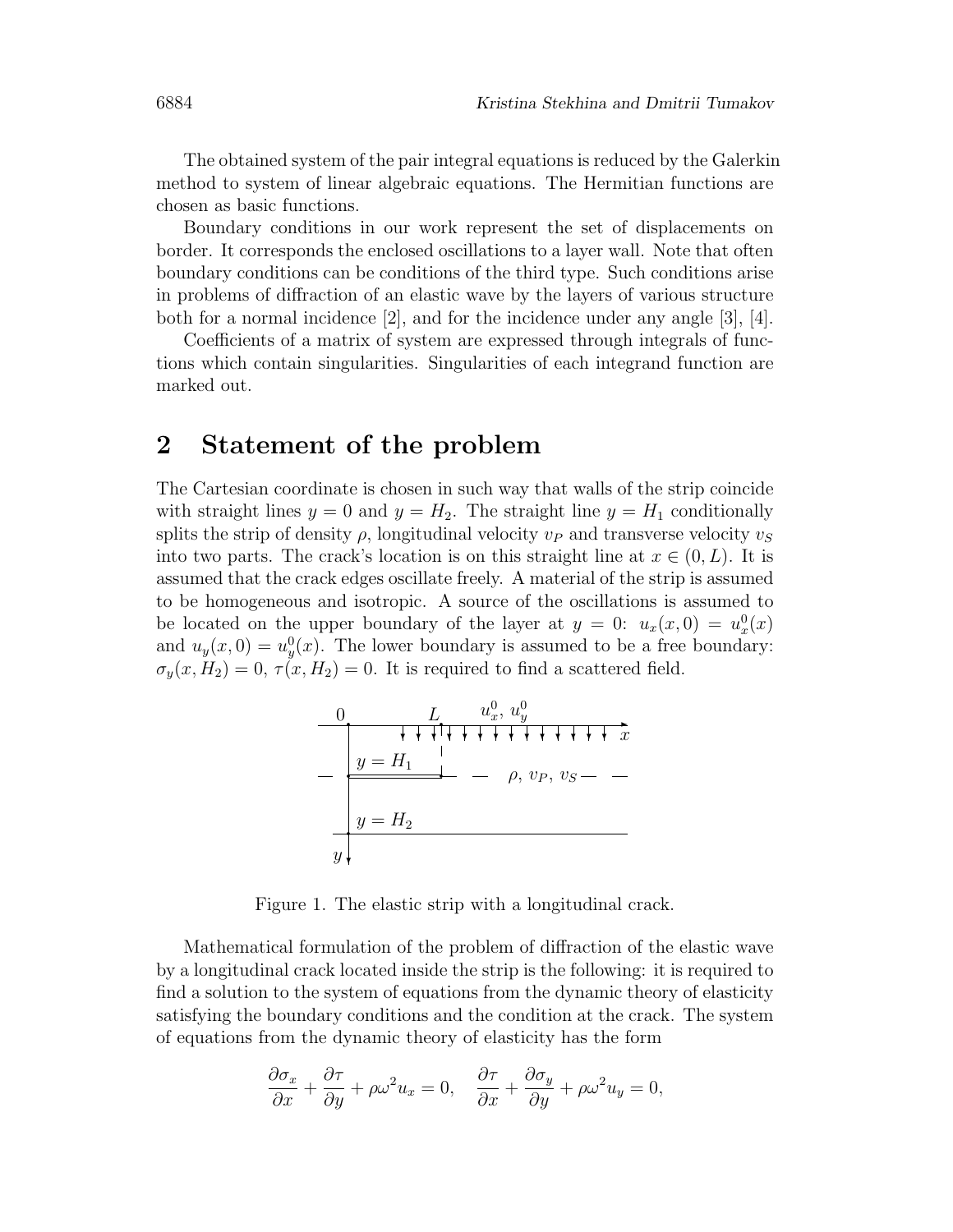The obtained system of the pair integral equations is reduced by the Galerkin method to system of linear algebraic equations. The Hermitian functions are chosen as basic functions.

Boundary conditions in our work represent the set of displacements on border. It corresponds the enclosed oscillations to a layer wall. Note that often boundary conditions can be conditions of the third type. Such conditions arise in problems of diffraction of an elastic wave by the layers of various structure both for a normal incidence [2], and for the incidence under any angle [3], [4].

Coefficients of a matrix of system are expressed through integrals of functions which contain singularities. Singularities of each integrand function are marked out.

## 2 Statement of the problem

The Cartesian coordinate is chosen in such way that walls of the strip coincide with straight lines $y = 0$ and $y = H_2$. The straight line $y = H_1$ conditionally splits the strip of density $\rho$, longitudinal velocity $v_P$ and transverse velocity $v_S$ into two parts. The crack's location is on this straight line at $x \in (0, L)$. It is assumed that the crack edges oscillate freely. A material of the strip is assumed to be homogeneous and isotropic. A source of the oscillations is assumed to be located on the upper boundary of the layer at $y = 0$: $u_x(x, 0) = u_x^0(x)$ and $u_y(x, 0) = u_y^0(x)$. The lower boundary is assumed to be a free boundary: $\sigma_y(x, H_2) = 0$, $\tau(x, H_2) = 0$. It is required to find a scattered field.

Figure 1. The elastic strip with a longitudinal crack.

Mathematical formulation of the problem of diffraction of the elastic wave by a longitudinal crack located inside the strip is the following: it is required to find a solution to the system of equations from the dynamic theory of elasticity satisfying the boundary conditions and the condition at the crack. The system of equations from the dynamic theory of elasticity has the form

$$\frac{\partial \sigma_x}{\partial x} + \frac{\partial \tau}{\partial y} + \rho \omega^2 u_x = 0, \quad \frac{\partial \tau}{\partial x} + \frac{\partial \sigma_y}{\partial y} + \rho \omega^2 u_y = 0,$$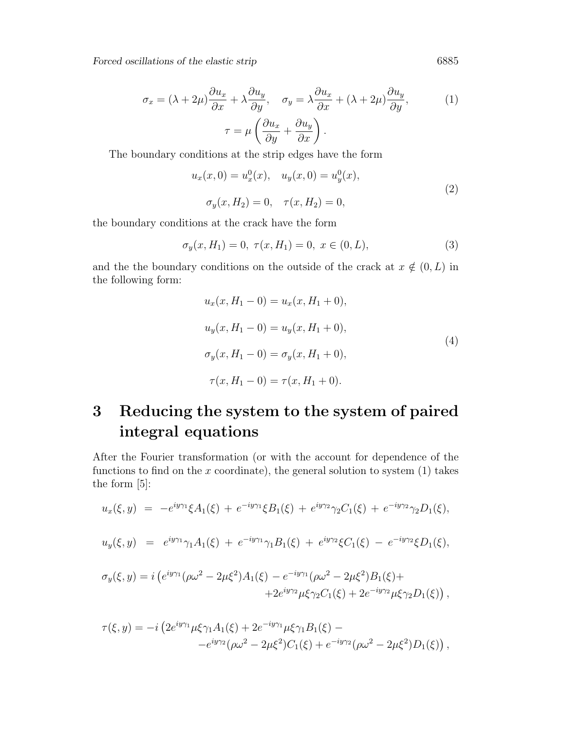$$\sigma_x = (\lambda + 2\mu)\frac{\partial u_x}{\partial x} + \lambda\frac{\partial u_y}{\partial y}, \quad \sigma_y = \lambda\frac{\partial u_x}{\partial x} + (\lambda + 2\mu)\frac{\partial u_y}{\partial y}, \tag{1}$$

$$\tau = \mu\left(\frac{\partial u_x}{\partial y} + \frac{\partial u_y}{\partial x}\right).$$

The boundary conditions at the strip edges have the form

$$\begin{gathered} u_x(x,0) = u_x^0(x), \quad u_y(x,0) = u_y^0(x), \\ \sigma_y(x,H_2) = 0, \quad \tau(x,H_2) = 0, \end{gathered} \tag{2}$$

the boundary conditions at the crack have the form

$$\sigma_y(x,H_1) = 0, \ \tau(x,H_1) = 0, \ x \in (0,L), \tag{3}$$

and the the boundary conditions on the outside of the crack at $x \notin (0,L)$ in the following form:

$$\begin{gathered} u_x(x,H_1-0) = u_x(x,H_1+0), \\ u_y(x,H_1-0) = u_y(x,H_1+0), \\ \sigma_y(x,H_1-0) = \sigma_y(x,H_1+0), \\ \tau(x,H_1-0) = \tau(x,H_1+0). \end{gathered} \tag{4}$$

# 3 Reducing the system to the system of paired integral equations

After the Fourier transformation (or with the account for dependence of the functions to find on the $x$ coordinate), the general solution to system (1) takes the form [5]:

$$u_x(\xi,y) = -e^{iy\gamma_1}\xi A_1(\xi) + e^{-iy\gamma_1}\xi B_1(\xi) + e^{iy\gamma_2}\gamma_2 C_1(\xi) + e^{-iy\gamma_2}\gamma_2 D_1(\xi),$$

$$u_y(\xi,y) = e^{iy\gamma_1}\gamma_1 A_1(\xi) + e^{-iy\gamma_1}\gamma_1 B_1(\xi) + e^{iy\gamma_2}\xi C_1(\xi) - e^{-iy\gamma_2}\xi D_1(\xi),$$

$$\sigma_y(\xi,y) = i\left(e^{iy\gamma_1}(\rho\omega^2 - 2\mu\xi^2)A_1(\xi) - e^{-iy\gamma_1}(\rho\omega^2 - 2\mu\xi^2)B_1(\xi) + \right. \\ \left. +2e^{iy\gamma_2}\mu\xi\gamma_2 C_1(\xi) + 2e^{-iy\gamma_2}\mu\xi\gamma_2 D_1(\xi)\right),$$

$$\tau(\xi,y) = -i\left(2e^{iy\gamma_1}\mu\xi\gamma_1 A_1(\xi) + 2e^{-iy\gamma_1}\mu\xi\gamma_1 B_1(\xi) - \right. \\ \left. -e^{iy\gamma_2}(\rho\omega^2 - 2\mu\xi^2)C_1(\xi) + e^{-iy\gamma_2}(\rho\omega^2 - 2\mu\xi^2)D_1(\xi)\right),$$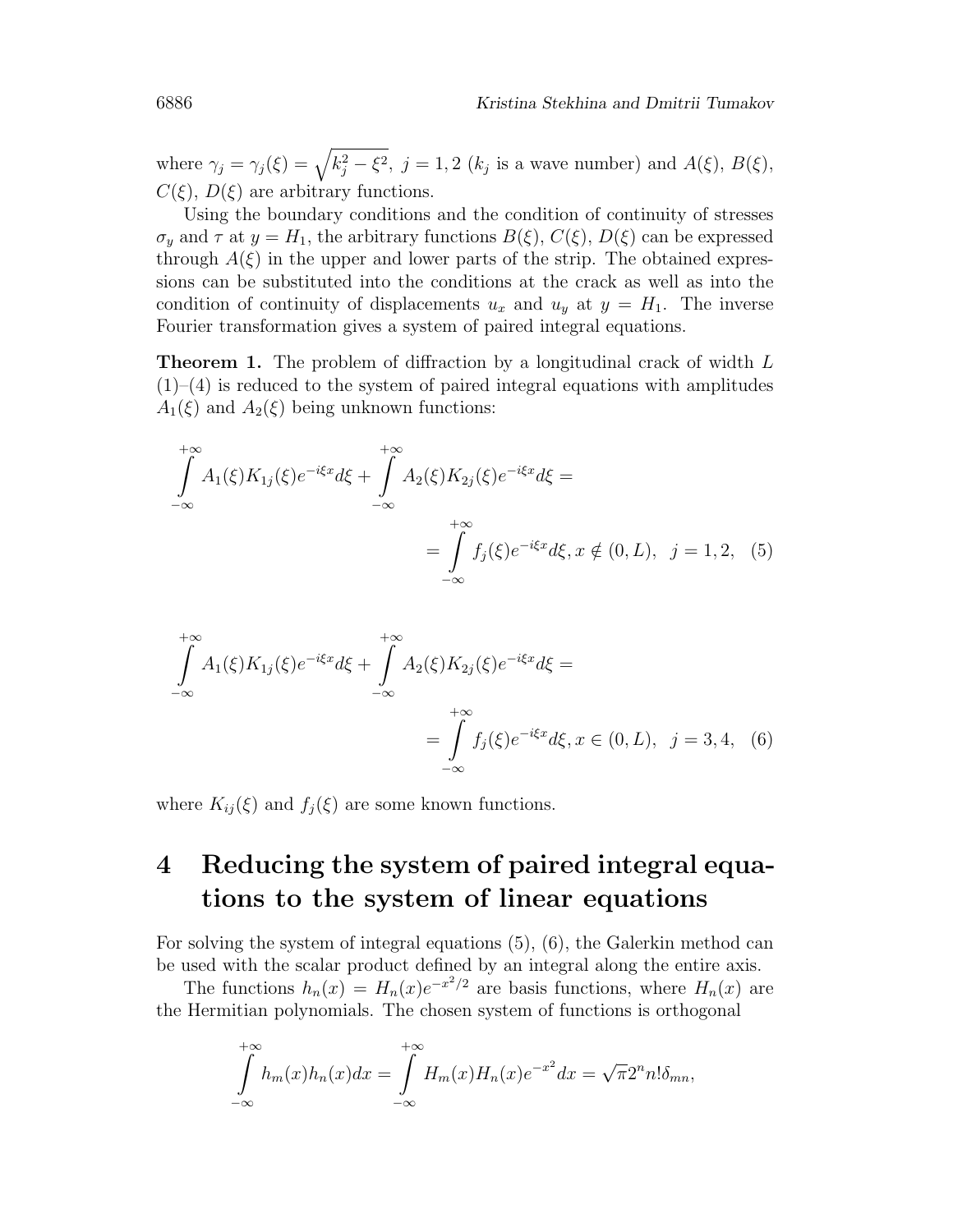where $\gamma_j = \gamma_j(\xi) = \sqrt{k_j^2 - \xi^2}$, $j = 1, 2$ ($k_j$ is a wave number) and $A(\xi)$, $B(\xi)$, $C(\xi)$, $D(\xi)$ are arbitrary functions.

Using the boundary conditions and the condition of continuity of stresses $\sigma_y$ and $\tau$ at $y = H_1$, the arbitrary functions $B(\xi)$, $C(\xi)$, $D(\xi)$ can be expressed through $A(\xi)$ in the upper and lower parts of the strip. The obtained expressions can be substituted into the conditions at the crack as well as into the condition of continuity of displacements $u_x$ and $u_y$ at $y = H_1$. The inverse Fourier transformation gives a system of paired integral equations.

**Theorem 1.** The problem of diffraction by a longitudinal crack of width $L$ (1)–(4) is reduced to the system of paired integral equations with amplitudes $A_1(\xi)$ and $A_2(\xi)$ being unknown functions:

$$\int_{-\infty}^{+\infty} A_1(\xi) K_{1j}(\xi) e^{-i\xi x} d\xi + \int_{-\infty}^{+\infty} A_2(\xi) K_{2j}(\xi) e^{-i\xi x} d\xi = \int_{-\infty}^{+\infty} f_j(\xi) e^{-i\xi x} d\xi, x \notin (0, L), \quad j = 1, 2, \quad (5)$$

$$\int_{-\infty}^{+\infty} A_1(\xi) K_{1j}(\xi) e^{-i\xi x} d\xi + \int_{-\infty}^{+\infty} A_2(\xi) K_{2j}(\xi) e^{-i\xi x} d\xi = \int_{-\infty}^{+\infty} f_j(\xi) e^{-i\xi x} d\xi, x \in (0, L), \quad j = 3, 4, \quad (6)$$

where $K_{ij}(\xi)$ and $f_j(\xi)$ are some known functions.

# 4 Reducing the system of paired integral equations to the system of linear equations

For solving the system of integral equations (5), (6), the Galerkin method can be used with the scalar product defined by an integral along the entire axis.

The functions $h_n(x) = H_n(x) e^{-x^2/2}$ are basis functions, where $H_n(x)$ are the Hermitian polynomials. The chosen system of functions is orthogonal

$$\int_{-\infty}^{+\infty} h_m(x) h_n(x) dx = \int_{-\infty}^{+\infty} H_m(x) H_n(x) e^{-x^2} dx = \sqrt{\pi} 2^n n! \delta_{mn},$$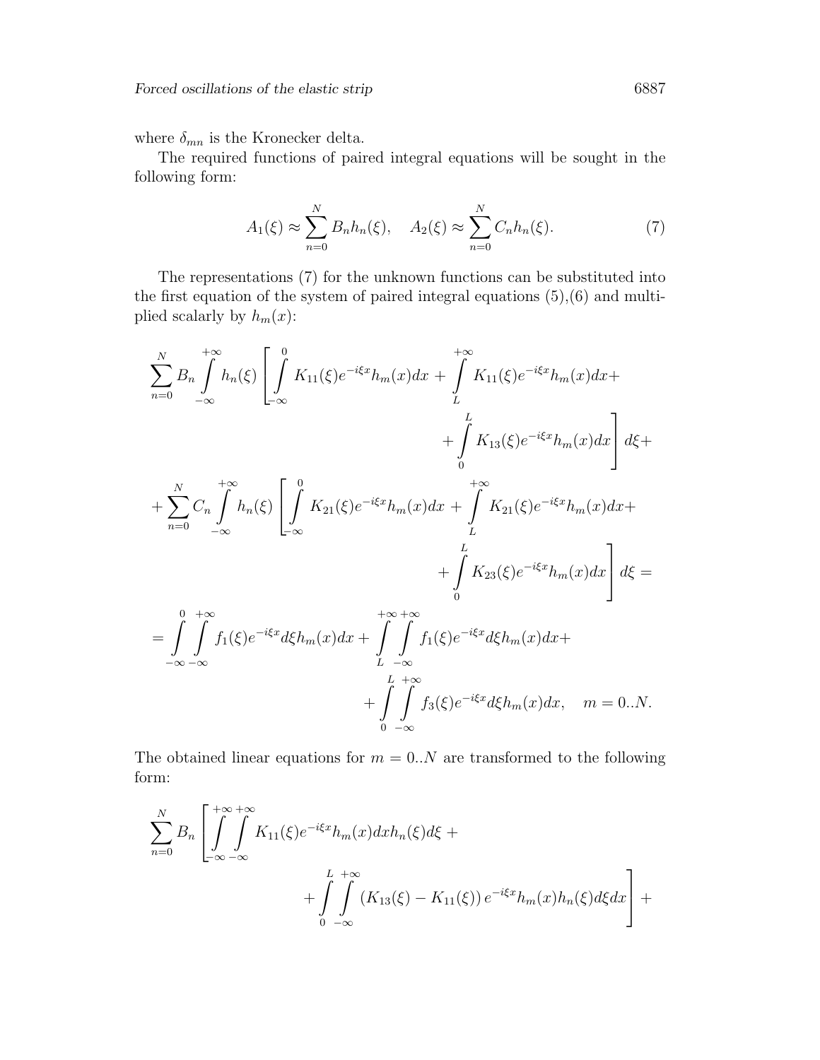where $\delta_{mn}$ is the Kronecker delta.

The required functions of paired integral equations will be sought in the following form:

$$A_1(\xi) \approx \sum_{n=0}^{N} B_n h_n(\xi), \quad A_2(\xi) \approx \sum_{n=0}^{N} C_n h_n(\xi). \tag{7}$$

The representations (7) for the unknown functions can be substituted into the first equation of the system of paired integral equations (5),(6) and multiplied scalarly by $h_m(x)$:

$$\sum_{n=0}^{N} B_n \int_{-\infty}^{+\infty} h_n(\xi) \left[ \int_{-\infty}^{0} K_{11}(\xi) e^{-i\xi x} h_m(x) dx + \int_{L}^{+\infty} K_{11}(\xi) e^{-i\xi x} h_m(x) dx + \right.$$
$$\left. + \int_{0}^{L} K_{13}(\xi) e^{-i\xi x} h_m(x) dx \right] d\xi +$$
$$+ \sum_{n=0}^{N} C_n \int_{-\infty}^{+\infty} h_n(\xi) \left[ \int_{-\infty}^{0} K_{21}(\xi) e^{-i\xi x} h_m(x) dx + \int_{L}^{+\infty} K_{21}(\xi) e^{-i\xi x} h_m(x) dx + \right.$$
$$\left. + \int_{0}^{L} K_{23}(\xi) e^{-i\xi x} h_m(x) dx \right] d\xi =$$
$$= \int_{-\infty}^{0} \int_{-\infty}^{+\infty} f_1(\xi) e^{-i\xi x} d\xi h_m(x) dx + \int_{L}^{+\infty} \int_{-\infty}^{+\infty} f_1(\xi) e^{-i\xi x} d\xi h_m(x) dx +$$
$$+ \int_{0}^{L} \int_{-\infty}^{+\infty} f_3(\xi) e^{-i\xi x} d\xi h_m(x) dx, \quad m = 0..N.$$

The obtained linear equations for $m = 0..N$ are transformed to the following form:

$$\sum_{n=0}^{N} B_n \left[ \int_{-\infty}^{+\infty} \int_{-\infty}^{+\infty} K_{11}(\xi) e^{-i\xi x} h_m(x) dx h_n(\xi) d\xi + \right.$$
$$\left. + \int_{0}^{L} \int_{-\infty}^{+\infty} \left(K_{13}(\xi) - K_{11}(\xi)\right) e^{-i\xi x} h_m(x) h_n(\xi) d\xi dx \right] +$$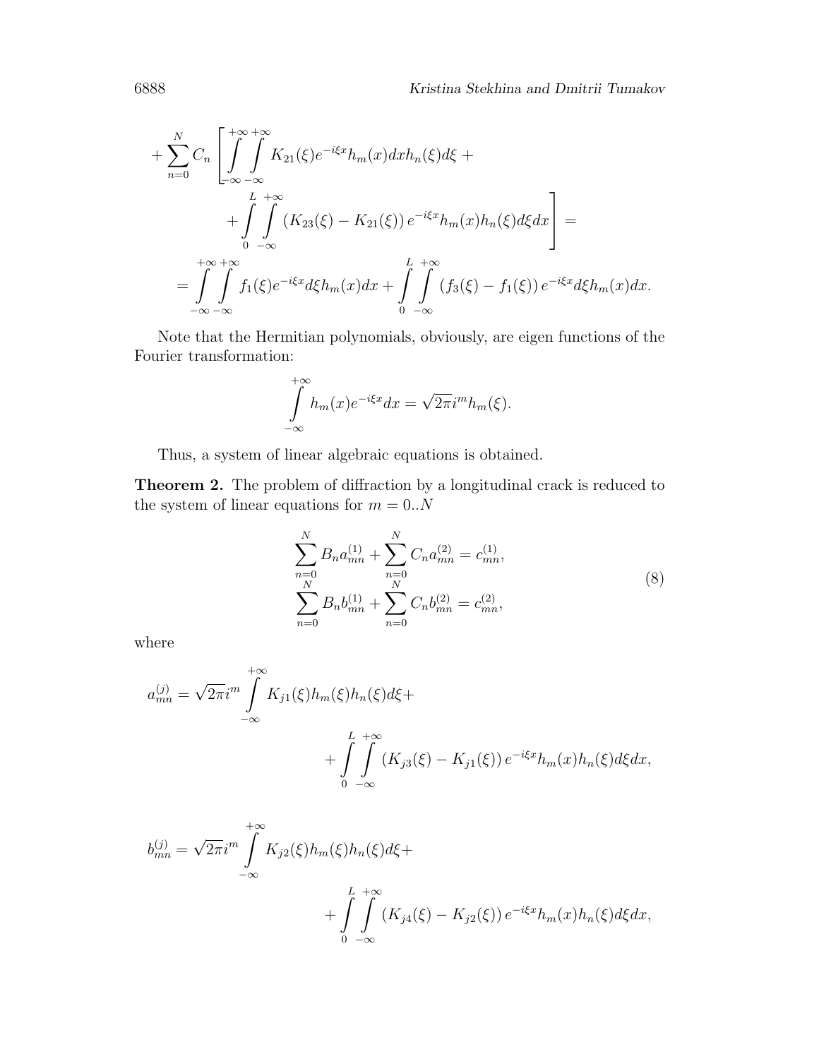$$
+\sum_{n=0}^{N} C_n \left[ \int_{-\infty}^{+\infty}\int_{-\infty}^{+\infty} K_{21}(\xi) e^{-i\xi x} h_m(x) dx h_n(\xi) d\xi + \right.
$$

$$
\left. + \int_{0}^{L}\int_{-\infty}^{+\infty} \left(K_{23}(\xi) - K_{21}(\xi)\right) e^{-i\xi x} h_m(x) h_n(\xi) d\xi dx \right] =
$$

$$
= \int_{-\infty}^{+\infty}\int_{-\infty}^{+\infty} f_1(\xi) e^{-i\xi x} d\xi h_m(x) dx + \int_{0}^{L}\int_{-\infty}^{+\infty} \left(f_3(\xi) - f_1(\xi)\right) e^{-i\xi x} d\xi h_m(x) dx.
$$

Note that the Hermitian polynomials, obviously, are eigen functions of the Fourier transformation:

$$
\int_{-\infty}^{+\infty} h_m(x) e^{-i\xi x} dx = \sqrt{2\pi} i^m h_m(\xi).
$$

Thus, a system of linear algebraic equations is obtained.

**Theorem 2.** The problem of diffraction by a longitudinal crack is reduced to the system of linear equations for $m = 0..N$

$$
\begin{aligned}
\sum_{n=0}^{N} B_n a_{mn}^{(1)} + \sum_{n=0}^{N} C_n a_{mn}^{(2)} &= c_{mn}^{(1)}, \\
\sum_{n=0}^{N} B_n b_{mn}^{(1)} + \sum_{n=0}^{N} C_n b_{mn}^{(2)} &= c_{mn}^{(2)},
\end{aligned}
\tag{8}
$$

where

$$
a_{mn}^{(j)} = \sqrt{2\pi} i^m \int_{-\infty}^{+\infty} K_{j1}(\xi) h_m(\xi) h_n(\xi) d\xi +
$$

$$
+ \int_{0}^{L}\int_{-\infty}^{+\infty} \left(K_{j3}(\xi) - K_{j1}(\xi)\right) e^{-i\xi x} h_m(x) h_n(\xi) d\xi dx,
$$

$$
b_{mn}^{(j)} = \sqrt{2\pi} i^m \int_{-\infty}^{+\infty} K_{j2}(\xi) h_m(\xi) h_n(\xi) d\xi +
$$

$$
+ \int_{0}^{L}\int_{-\infty}^{+\infty} \left(K_{j4}(\xi) - K_{j2}(\xi)\right) e^{-i\xi x} h_m(x) h_n(\xi) d\xi dx,
$$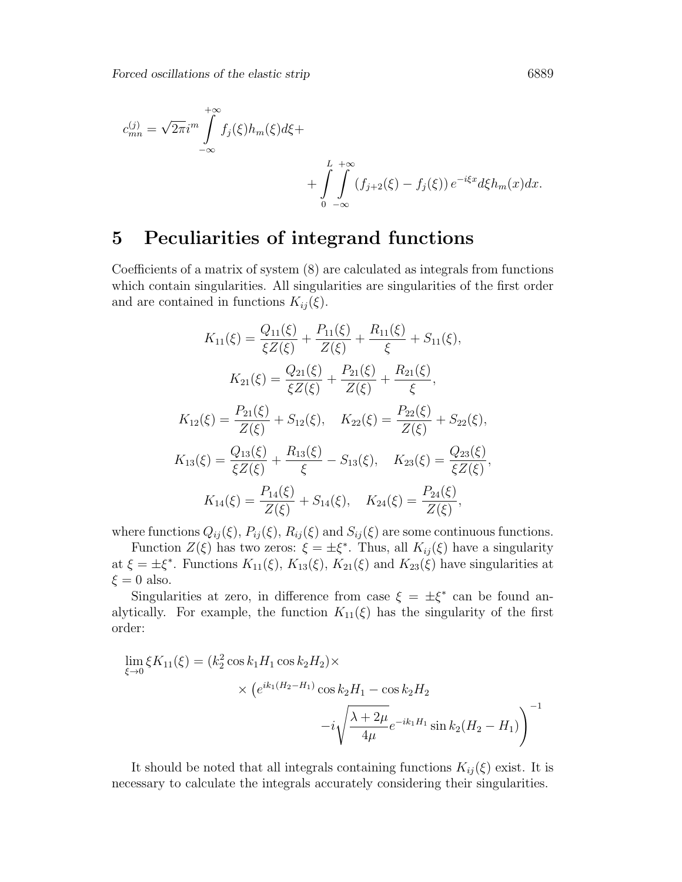$$c_{mn}^{(j)} = \sqrt{2\pi} i^m \int\limits_{-\infty}^{+\infty} f_j(\xi) h_m(\xi) d\xi + \\ + \int\limits_0^L \int\limits_{-\infty}^{+\infty} \left(f_{j+2}(\xi) - f_j(\xi)\right) e^{-i\xi x} d\xi h_m(x) dx.$$

## 5 Peculiarities of integrand functions

Coefficients of a matrix of system (8) are calculated as integrals from functions which contain singularities. All singularities are singularities of the first order and are contained in functions $K_{ij}(\xi)$.

$$K_{11}(\xi) = \frac{Q_{11}(\xi)}{\xi Z(\xi)} + \frac{P_{11}(\xi)}{Z(\xi)} + \frac{R_{11}(\xi)}{\xi} + S_{11}(\xi),$$

$$K_{21}(\xi) = \frac{Q_{21}(\xi)}{\xi Z(\xi)} + \frac{P_{21}(\xi)}{Z(\xi)} + \frac{R_{21}(\xi)}{\xi},$$

$$K_{12}(\xi) = \frac{P_{21}(\xi)}{Z(\xi)} + S_{12}(\xi), \quad K_{22}(\xi) = \frac{P_{22}(\xi)}{Z(\xi)} + S_{22}(\xi),$$

$$K_{13}(\xi) = \frac{Q_{13}(\xi)}{\xi Z(\xi)} + \frac{R_{13}(\xi)}{\xi} - S_{13}(\xi), \quad K_{23}(\xi) = \frac{Q_{23}(\xi)}{\xi Z(\xi)},$$

$$K_{14}(\xi) = \frac{P_{14}(\xi)}{Z(\xi)} + S_{14}(\xi), \quad K_{24}(\xi) = \frac{P_{24}(\xi)}{Z(\xi)},$$

where functions $Q_{ij}(\xi)$, $P_{ij}(\xi)$, $R_{ij}(\xi)$ and $S_{ij}(\xi)$ are some continuous functions.

Function $Z(\xi)$ has two zeros: $\xi = \pm\xi^*$. Thus, all $K_{ij}(\xi)$ have a singularity at $\xi = \pm\xi^*$. Functions $K_{11}(\xi)$, $K_{13}(\xi)$, $K_{21}(\xi)$ and $K_{23}(\xi)$ have singularities at $\xi = 0$ also.

Singularities at zero, in difference from case $\xi = \pm\xi^*$ can be found analytically. For example, the function $K_{11}(\xi)$ has the singularity of the first order:

$$\lim_{\xi\to 0} \xi K_{11}(\xi) = (k_2^2 \cos k_1 H_1 \cos k_2 H_2) \times \\ \times \left(e^{ik_1(H_2-H_1)} \cos k_2 H_1 - \cos k_2 H_2 \right. \\ \left. -i\sqrt{\frac{\lambda+2\mu}{4\mu}} e^{-ik_1 H_1} \sin k_2 (H_2 - H_1)\right)^{-1}$$

It should be noted that all integrals containing functions $K_{ij}(\xi)$ exist. It is necessary to calculate the integrals accurately considering their singularities.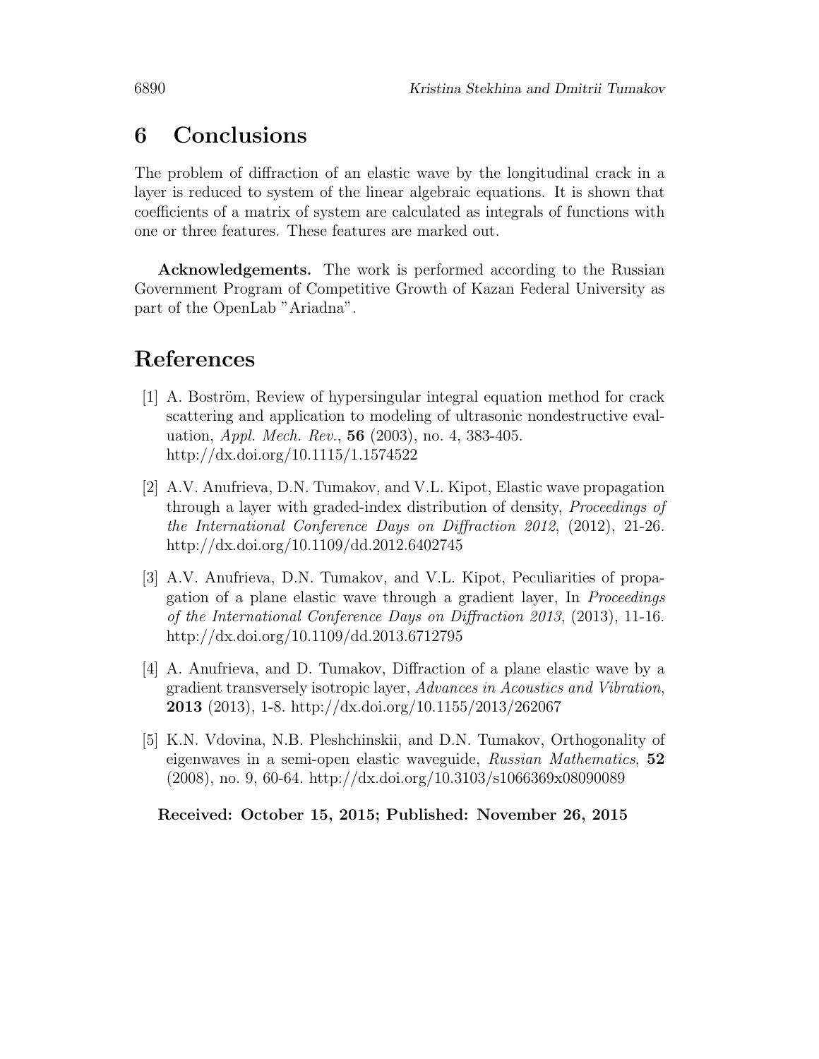## 6 Conclusions

The problem of diffraction of an elastic wave by the longitudinal crack in a layer is reduced to system of the linear algebraic equations. It is shown that coefficients of a matrix of system are calculated as integrals of functions with one or three features. These features are marked out.

**Acknowledgements.** The work is performed according to the Russian Government Program of Competitive Growth of Kazan Federal University as part of the OpenLab "Ariadna".

# References

[1] A. Boström, Review of hypersingular integral equation method for crack scattering and application to modeling of ultrasonic nondestructive evaluation, *Appl. Mech. Rev.*, **56** (2003), no. 4, 383-405. http://dx.doi.org/10.1115/1.1574522

[2] A.V. Anufrieva, D.N. Tumakov, and V.L. Kipot, Elastic wave propagation through a layer with graded-index distribution of density, *Proceedings of the International Conference Days on Diffraction 2012*, (2012), 21-26. http://dx.doi.org/10.1109/dd.2012.6402745

[3] A.V. Anufrieva, D.N. Tumakov, and V.L. Kipot, Peculiarities of propagation of a plane elastic wave through a gradient layer, In *Proceedings of the International Conference Days on Diffraction 2013*, (2013), 11-16. http://dx.doi.org/10.1109/dd.2013.6712795

[4] A. Anufrieva, and D. Tumakov, Diffraction of a plane elastic wave by a gradient transversely isotropic layer, *Advances in Acoustics and Vibration*, **2013** (2013), 1-8. http://dx.doi.org/10.1155/2013/262067

[5] K.N. Vdovina, N.B. Pleshchinskii, and D.N. Tumakov, Orthogonality of eigenwaves in a semi-open elastic waveguide, *Russian Mathematics*, **52** (2008), no. 9, 60-64. http://dx.doi.org/10.3103/s1066369x08090089

**Received: October 15, 2015; Published: November 26, 2015**